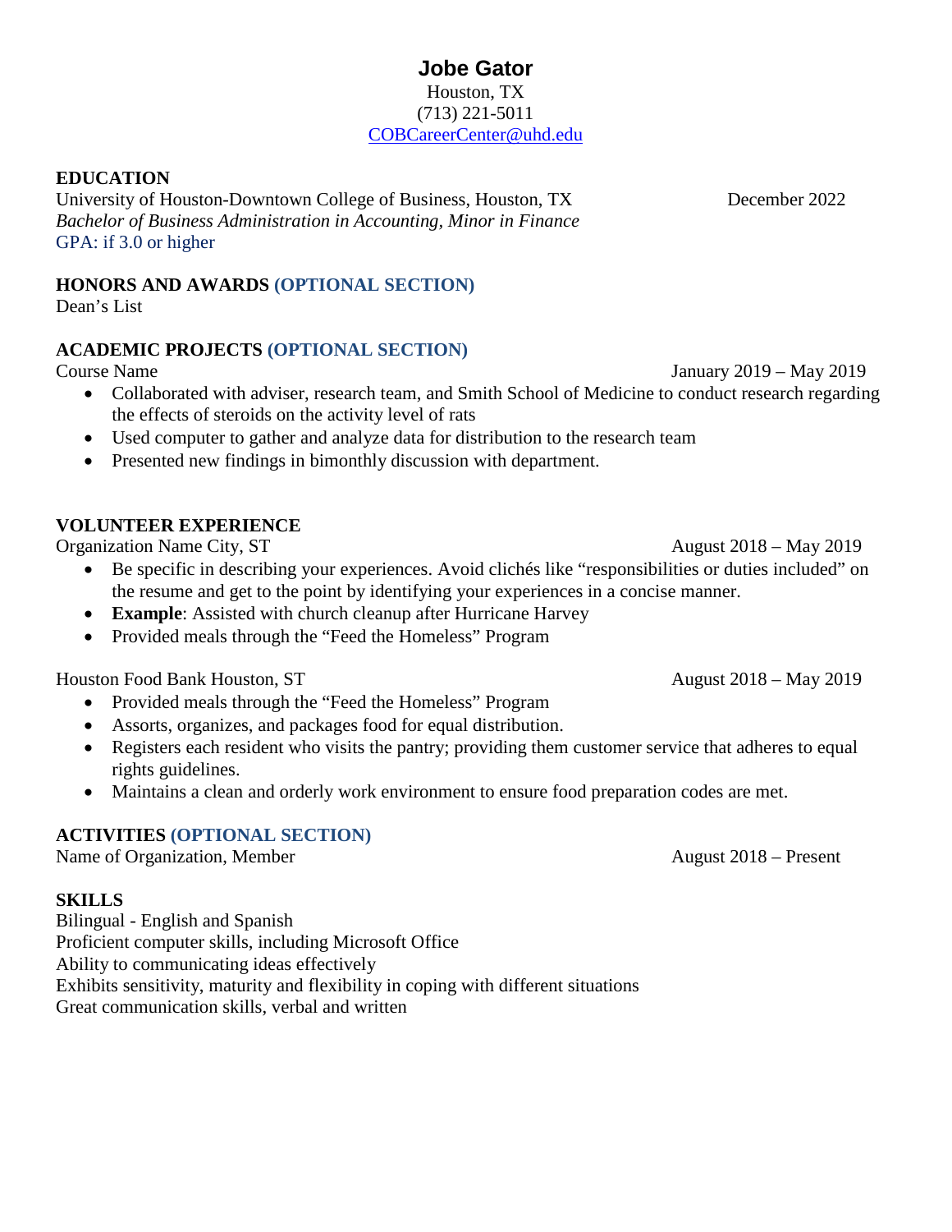# Jobe Gator

Houston, TX
(713) 221-5011
COBCareerCenter@uhd.edu

## EDUCATION

University of Houston-Downtown College of Business, Houston, TX — December 2022
*Bachelor of Business Administration in Accounting, Minor in Finance*
GPA: if 3.0 or higher

## HONORS AND AWARDS (OPTIONAL SECTION)

Dean's List

## ACADEMIC PROJECTS (OPTIONAL SECTION)

Course Name — January 2019 – May 2019

- Collaborated with adviser, research team, and Smith School of Medicine to conduct research regarding the effects of steroids on the activity level of rats
- Used computer to gather and analyze data for distribution to the research team
- Presented new findings in bimonthly discussion with department.

## VOLUNTEER EXPERIENCE

Organization Name City, ST — August 2018 – May 2019

- Be specific in describing your experiences. Avoid clichés like "responsibilities or duties included" on the resume and get to the point by identifying your experiences in a concise manner.
- **Example**: Assisted with church cleanup after Hurricane Harvey
- Provided meals through the "Feed the Homeless" Program

Houston Food Bank Houston, ST — August 2018 – May 2019

- Provided meals through the "Feed the Homeless" Program
- Assorts, organizes, and packages food for equal distribution.
- Registers each resident who visits the pantry; providing them customer service that adheres to equal rights guidelines.
- Maintains a clean and orderly work environment to ensure food preparation codes are met.

## ACTIVITIES (OPTIONAL SECTION)

Name of Organization, Member — August 2018 – Present

## SKILLS

Bilingual - English and Spanish
Proficient computer skills, including Microsoft Office
Ability to communicating ideas effectively
Exhibits sensitivity, maturity and flexibility in coping with different situations
Great communication skills, verbal and written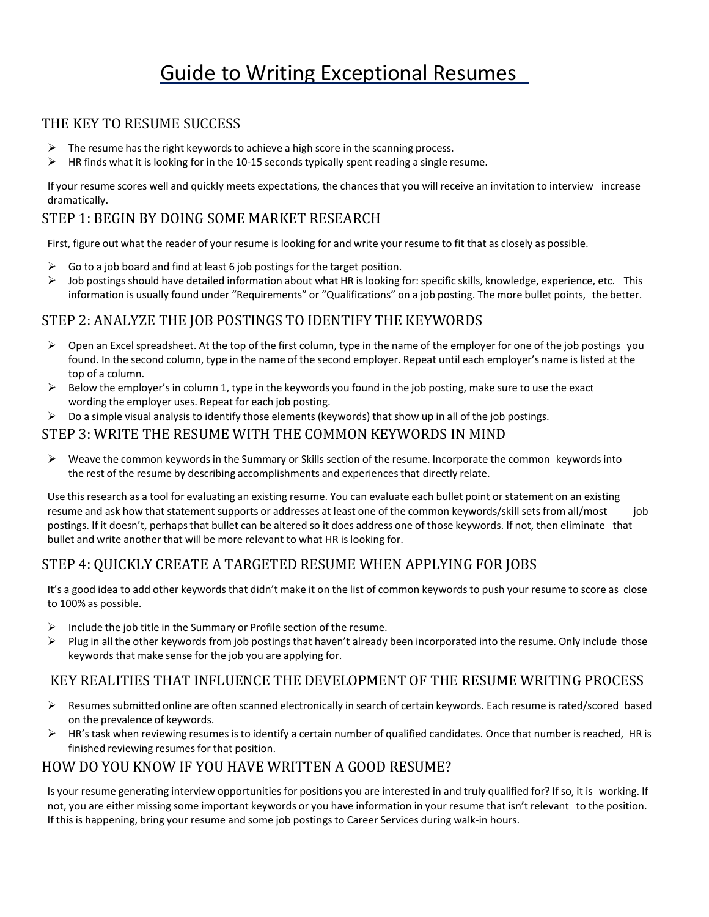# Guide to Writing Exceptional Resumes

## THE KEY TO RESUME SUCCESS

- The resume has the right keywords to achieve a high score in the scanning process.
- HR finds what it is looking for in the 10-15 seconds typically spent reading a single resume.

If your resume scores well and quickly meets expectations, the chances that you will receive an invitation to interview increase dramatically.

## STEP 1: BEGIN BY DOING SOME MARKET RESEARCH

First, figure out what the reader of your resume is looking for and write your resume to fit that as closely as possible.

- Go to a job board and find at least 6 job postings for the target position.
- Job postings should have detailed information about what HR is looking for: specific skills, knowledge, experience, etc. This information is usually found under "Requirements" or "Qualifications" on a job posting. The more bullet points, the better.

## STEP 2: ANALYZE THE JOB POSTINGS TO IDENTIFY THE KEYWORDS

- Open an Excel spreadsheet. At the top of the first column, type in the name of the employer for one of the job postings you found. In the second column, type in the name of the second employer. Repeat until each employer's name is listed at the top of a column.
- Below the employer's in column 1, type in the keywords you found in the job posting, make sure to use the exact wording the employer uses. Repeat for each job posting.
- Do a simple visual analysis to identify those elements (keywords) that show up in all of the job postings.

## STEP 3: WRITE THE RESUME WITH THE COMMON KEYWORDS IN MIND

- Weave the common keywords in the Summary or Skills section of the resume. Incorporate the common keywords into the rest of the resume by describing accomplishments and experiences that directly relate.

Use this research as a tool for evaluating an existing resume. You can evaluate each bullet point or statement on an existing resume and ask how that statement supports or addresses at least one of the common keywords/skill sets from all/most job postings. If it doesn't, perhaps that bullet can be altered so it does address one of those keywords. If not, then eliminate that bullet and write another that will be more relevant to what HR is looking for.

## STEP 4: QUICKLY CREATE A TARGETED RESUME WHEN APPLYING FOR JOBS

It's a good idea to add other keywords that didn't make it on the list of common keywords to push your resume to score as close to 100% as possible.

- Include the job title in the Summary or Profile section of the resume.
- Plug in all the other keywords from job postings that haven't already been incorporated into the resume. Only include those keywords that make sense for the job you are applying for.

## KEY REALITIES THAT INFLUENCE THE DEVELOPMENT OF THE RESUME WRITING PROCESS

- Resumes submitted online are often scanned electronically in search of certain keywords. Each resume is rated/scored based on the prevalence of keywords.
- HR's task when reviewing resumes is to identify a certain number of qualified candidates. Once that number is reached, HR is finished reviewing resumes for that position.

## HOW DO YOU KNOW IF YOU HAVE WRITTEN A GOOD RESUME?

Is your resume generating interview opportunities for positions you are interested in and truly qualified for? If so, it is working. If not, you are either missing some important keywords or you have information in your resume that isn't relevant to the position. If this is happening, bring your resume and some job postings to Career Services during walk-in hours.